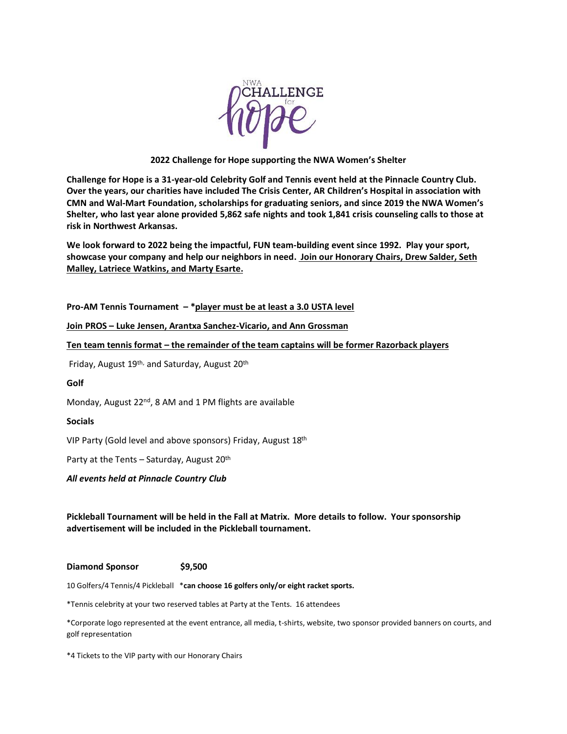NWA CHALLENGE for hope

**2022 Challenge for Hope supporting the NWA Women's Shelter**

**Challenge for Hope is a 31-year-old Celebrity Golf and Tennis event held at the Pinnacle Country Club. Over the years, our charities have included The Crisis Center, AR Children's Hospital in association with CMN and Wal-Mart Foundation, scholarships for graduating seniors, and since 2019 the NWA Women's Shelter, who last year alone provided 5,862 safe nights and took 1,841 crisis counseling calls to those at risk in Northwest Arkansas.**

**We look forward to 2022 being the impactful, FUN team-building event since 1992. Play your sport, showcase your company and help our neighbors in need. <u>Join our Honorary Chairs, Drew Salder, Seth Malley, Latriece Watkins, and Marty Esarte.</u>**

**Pro-AM Tennis Tournament – *<u>player must be at least a 3.0 USTA level</u>**

**<u>Join PROS – Luke Jensen, Arantxa Sanchez-Vicario, and Ann Grossman</u>**

**<u>Ten team tennis format – the remainder of the team captains will be former Razorback players</u>**

Friday, August 19th, and Saturday, August 20th

**Golf**

Monday, August 22nd, 8 AM and 1 PM flights are available

**Socials**

VIP Party (Gold level and above sponsors) Friday, August 18th

Party at the Tents – Saturday, August 20th

***All events held at Pinnacle Country Club***

**Pickleball Tournament will be held in the Fall at Matrix. More details to follow. Your sponsorship advertisement will be included in the Pickleball tournament.**

**Diamond Sponsor $9,500**

10 Golfers/4 Tennis/4 Pickleball ***can choose 16 golfers only/or eight racket sports.**

*Tennis celebrity at your two reserved tables at Party at the Tents. 16 attendees

*Corporate logo represented at the event entrance, all media, t-shirts, website, two sponsor provided banners on courts, and golf representation

*4 Tickets to the VIP party with our Honorary Chairs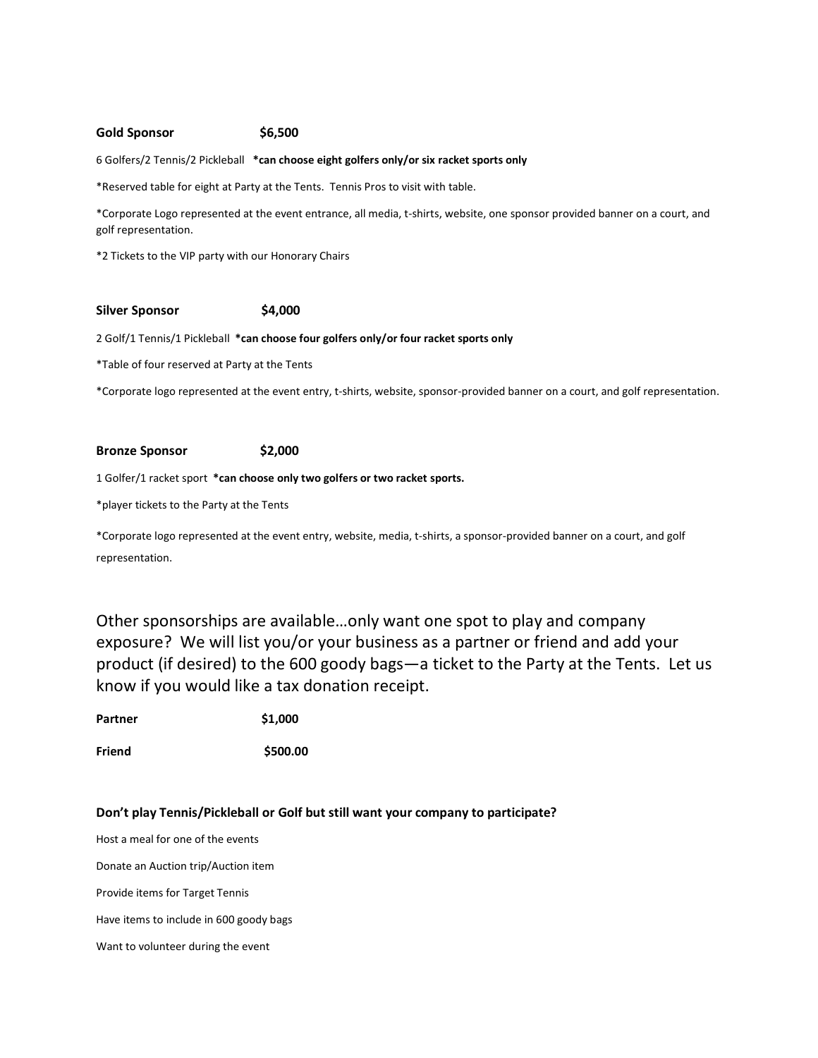**Gold Sponsor $6,500**

6 Golfers/2 Tennis/2 Pickleball **\*can choose eight golfers only/or six racket sports only**

*Reserved table for eight at Party at the Tents. Tennis Pros to visit with table.

*Corporate Logo represented at the event entrance, all media, t-shirts, website, one sponsor provided banner on a court, and golf representation.

*2 Tickets to the VIP party with our Honorary Chairs

**Silver Sponsor $4,000**

2 Golf/1 Tennis/1 Pickleball **\*can choose four golfers only/or four racket sports only**

*Table of four reserved at Party at the Tents

*Corporate logo represented at the event entry, t-shirts, website, sponsor-provided banner on a court, and golf representation.

**Bronze Sponsor $2,000**

1 Golfer/1 racket sport **\*can choose only two golfers or two racket sports.**

*player tickets to the Party at the Tents

*Corporate logo represented at the event entry, website, media, t-shirts, a sponsor-provided banner on a court, and golf representation.

Other sponsorships are available…only want one spot to play and company exposure? We will list you/or your business as a partner or friend and add your product (if desired) to the 600 goody bags—a ticket to the Party at the Tents. Let us know if you would like a tax donation receipt.

**Partner $1,000**

**Friend $500.00**

**Don't play Tennis/Pickleball or Golf but still want your company to participate?**

Host a meal for one of the events

Donate an Auction trip/Auction item

Provide items for Target Tennis

Have items to include in 600 goody bags

Want to volunteer during the event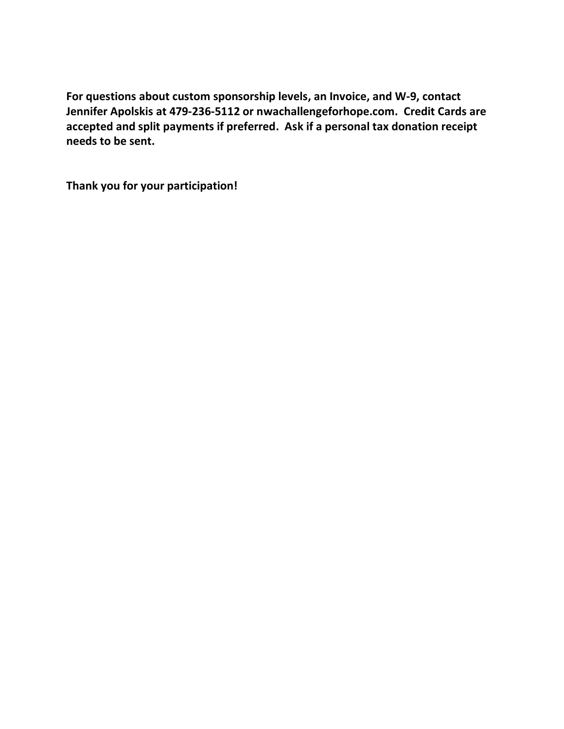**For questions about custom sponsorship levels, an Invoice, and W-9, contact Jennifer Apolskis at 479-236-5112 or nwachallengeforhope.com. Credit Cards are accepted and split payments if preferred. Ask if a personal tax donation receipt needs to be sent.**

**Thank you for your participation!**